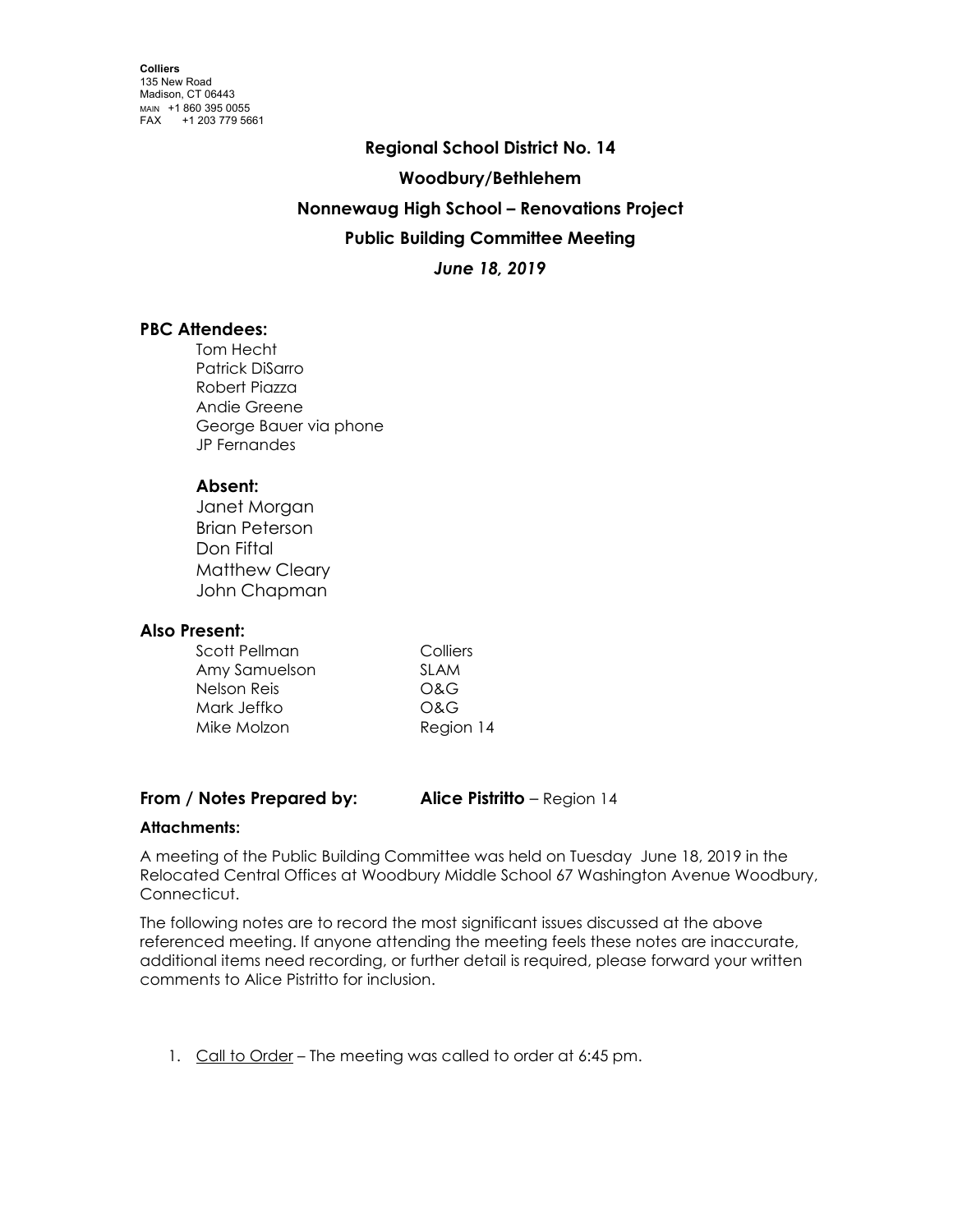**Colliers**
135 New Road
Madison, CT 06443
MAIN +1 860 395 0055
FAX +1 203 779 5661

# Regional School District No. 14

## Woodbury/Bethlehem

## Nonnewaug High School – Renovations Project

## Public Building Committee Meeting

***June 18, 2019***

### PBC Attendees:

Tom Hecht
Patrick DiSarro
Robert Piazza
Andie Greene
George Bauer via phone
JP Fernandes

### Absent:

Janet Morgan
Brian Peterson
Don Fiftal
Matthew Cleary
John Chapman

### Also Present:

| | |
|---|---|
| Scott Pellman | Colliers |
| Amy Samuelson | SLAM |
| Nelson Reis | O&G |
| Mark Jeffko | O&G |
| Mike Molzon | Region 14 |

**From / Notes Prepared by:** **Alice Pistritto** – Region 14

**Attachments:**

A meeting of the Public Building Committee was held on Tuesday June 18, 2019 in the Relocated Central Offices at Woodbury Middle School 67 Washington Avenue Woodbury, Connecticut.

The following notes are to record the most significant issues discussed at the above referenced meeting. If anyone attending the meeting feels these notes are inaccurate, additional items need recording, or further detail is required, please forward your written comments to Alice Pistritto for inclusion.

1. Call to Order – The meeting was called to order at 6:45 pm.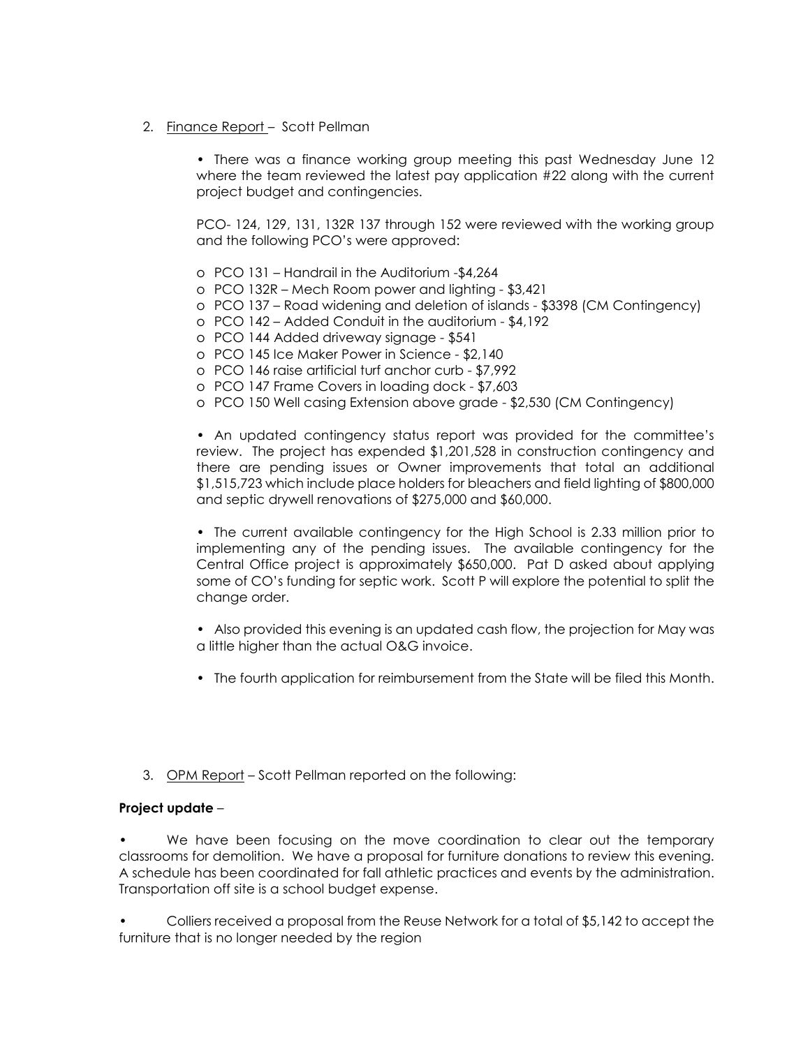2. Finance Report – Scott Pellman

   • There was a finance working group meeting this past Wednesday June 12 where the team reviewed the latest pay application #22 along with the current project budget and contingencies.

   PCO- 124, 129, 131, 132R 137 through 152 were reviewed with the working group and the following PCO's were approved:

   o PCO 131 – Handrail in the Auditorium -$4,264
   o PCO 132R – Mech Room power and lighting - $3,421
   o PCO 137 – Road widening and deletion of islands - $3398 (CM Contingency)
   o PCO 142 – Added Conduit in the auditorium - $4,192
   o PCO 144 Added driveway signage - $541
   o PCO 145 Ice Maker Power in Science - $2,140
   o PCO 146 raise artificial turf anchor curb - $7,992
   o PCO 147 Frame Covers in loading dock - $7,603
   o PCO 150 Well casing Extension above grade - $2,530 (CM Contingency)

   • An updated contingency status report was provided for the committee's review. The project has expended $1,201,528 in construction contingency and there are pending issues or Owner improvements that total an additional $1,515,723 which include place holders for bleachers and field lighting of $800,000 and septic drywell renovations of $275,000 and $60,000.

   • The current available contingency for the High School is 2.33 million prior to implementing any of the pending issues. The available contingency for the Central Office project is approximately $650,000. Pat D asked about applying some of CO's funding for septic work. Scott P will explore the potential to split the change order.

   • Also provided this evening is an updated cash flow, the projection for May was a little higher than the actual O&G invoice.

   • The fourth application for reimbursement from the State will be filed this Month.

3. OPM Report – Scott Pellman reported on the following:

**Project update** –

• We have been focusing on the move coordination to clear out the temporary classrooms for demolition. We have a proposal for furniture donations to review this evening. A schedule has been coordinated for fall athletic practices and events by the administration. Transportation off site is a school budget expense.

• Colliers received a proposal from the Reuse Network for a total of $5,142 to accept the furniture that is no longer needed by the region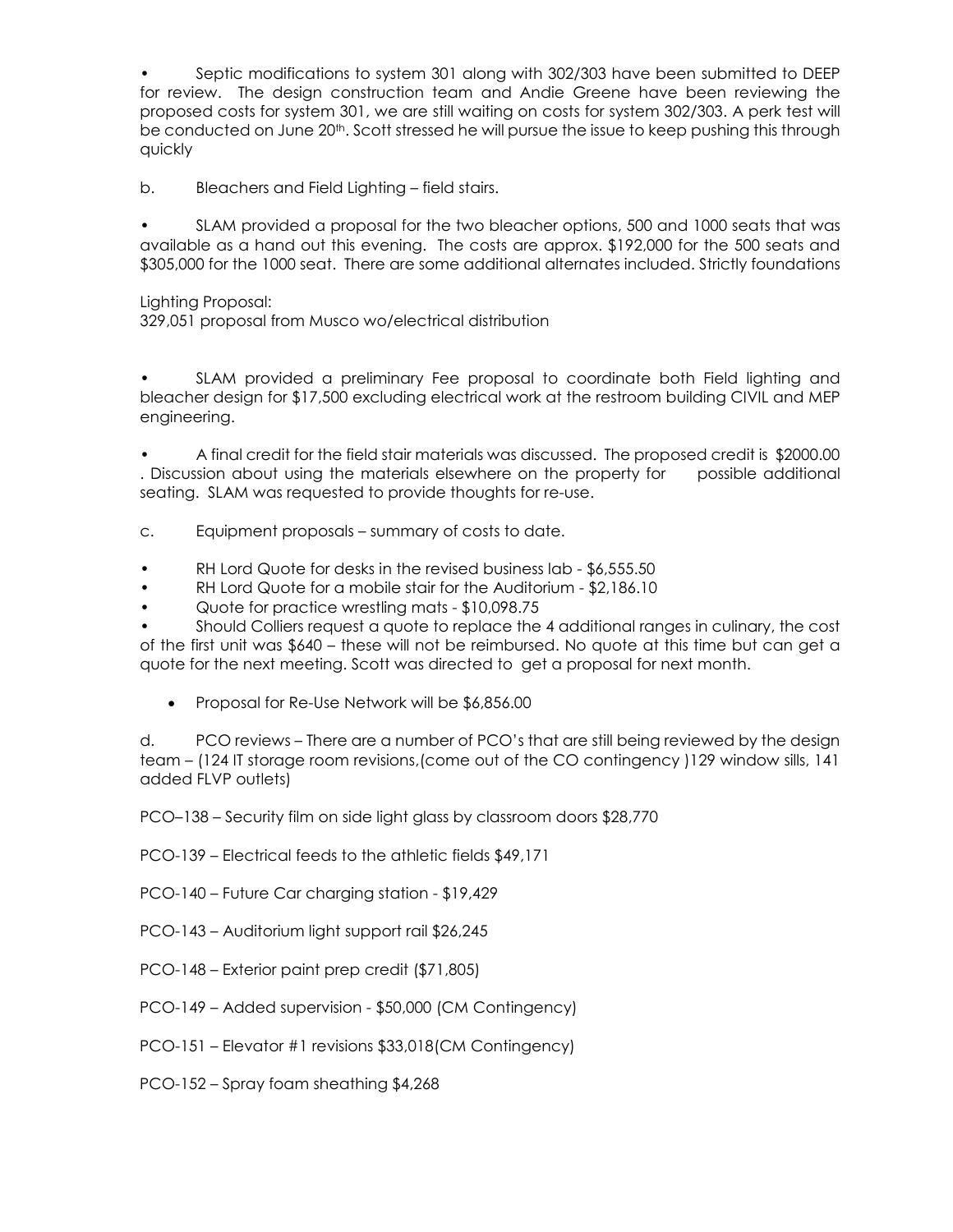- Septic modifications to system 301 along with 302/303 have been submitted to DEEP for review. The design construction team and Andie Greene have been reviewing the proposed costs for system 301, we are still waiting on costs for system 302/303. A perk test will be conducted on June 20th. Scott stressed he will pursue the issue to keep pushing this through quickly

b. Bleachers and Field Lighting – field stairs.

- SLAM provided a proposal for the two bleacher options, 500 and 1000 seats that was available as a hand out this evening. The costs are approx. $192,000 for the 500 seats and $305,000 for the 1000 seat. There are some additional alternates included. Strictly foundations

Lighting Proposal:
329,051 proposal from Musco wo/electrical distribution

- SLAM provided a preliminary Fee proposal to coordinate both Field lighting and bleacher design for $17,500 excluding electrical work at the restroom building CIVIL and MEP engineering.

- A final credit for the field stair materials was discussed. The proposed credit is $2000.00 . Discussion about using the materials elsewhere on the property for possible additional seating. SLAM was requested to provide thoughts for re-use.

c. Equipment proposals – summary of costs to date.

- RH Lord Quote for desks in the revised business lab - $6,555.50
- RH Lord Quote for a mobile stair for the Auditorium - $2,186.10
- Quote for practice wrestling mats - $10,098.75
- Should Colliers request a quote to replace the 4 additional ranges in culinary, the cost of the first unit was $640 – these will not be reimbursed. No quote at this time but can get a quote for the next meeting. Scott was directed to get a proposal for next month.

- Proposal for Re-Use Network will be $6,856.00

d. PCO reviews – There are a number of PCO's that are still being reviewed by the design team – (124 IT storage room revisions,(come out of the CO contingency )129 window sills, 141 added FLVP outlets)

PCO–138 – Security film on side light glass by classroom doors $28,770

PCO-139 – Electrical feeds to the athletic fields $49,171

PCO-140 – Future Car charging station - $19,429

PCO-143 – Auditorium light support rail $26,245

PCO-148 – Exterior paint prep credit ($71,805)

PCO-149 – Added supervision - $50,000 (CM Contingency)

PCO-151 – Elevator #1 revisions $33,018(CM Contingency)

PCO-152 – Spray foam sheathing $4,268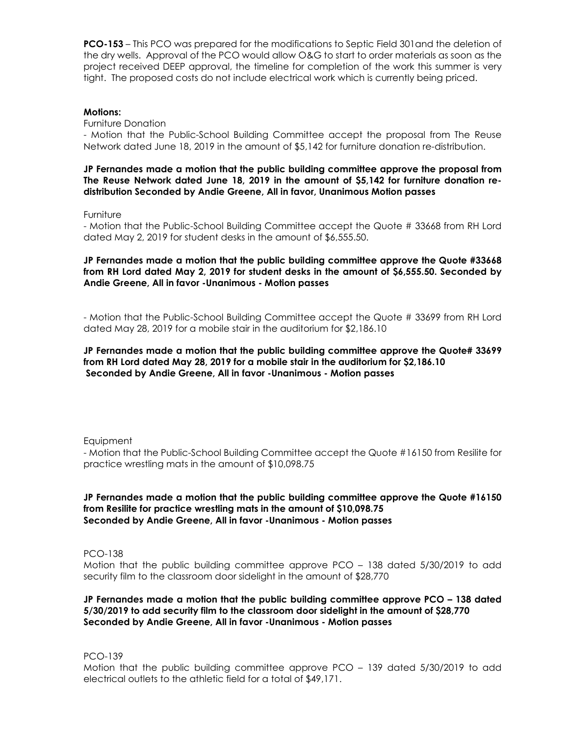**PCO-153** – This PCO was prepared for the modifications to Septic Field 301and the deletion of the dry wells. Approval of the PCO would allow O&G to start to order materials as soon as the project received DEEP approval, the timeline for completion of the work this summer is very tight. The proposed costs do not include electrical work which is currently being priced.

**Motions:**

Furniture Donation

- Motion that the Public-School Building Committee accept the proposal from The Reuse Network dated June 18, 2019 in the amount of $5,142 for furniture donation re-distribution.

**JP Fernandes made a motion that the public building committee approve the proposal from The Reuse Network dated June 18, 2019 in the amount of $5,142 for furniture donation re-distribution Seconded by Andie Greene, All in favor, Unanimous Motion passes**

Furniture

- Motion that the Public-School Building Committee accept the Quote # 33668 from RH Lord dated May 2, 2019 for student desks in the amount of $6,555.50.

**JP Fernandes made a motion that the public building committee approve the Quote #33668 from RH Lord dated May 2, 2019 for student desks in the amount of $6,555.50. Seconded by Andie Greene, All in favor -Unanimous - Motion passes**

- Motion that the Public-School Building Committee accept the Quote # 33699 from RH Lord dated May 28, 2019 for a mobile stair in the auditorium for $2,186.10

**JP Fernandes made a motion that the public building committee approve the Quote# 33699 from RH Lord dated May 28, 2019 for a mobile stair in the auditorium for $2,186.10 Seconded by Andie Greene, All in favor -Unanimous - Motion passes**

Equipment

- Motion that the Public-School Building Committee accept the Quote #16150 from Resilite for practice wrestling mats in the amount of $10,098.75

**JP Fernandes made a motion that the public building committee approve the Quote #16150 from Resilite for practice wrestling mats in the amount of $10,098.75 Seconded by Andie Greene, All in favor -Unanimous - Motion passes**

PCO-138

Motion that the public building committee approve PCO – 138 dated 5/30/2019 to add security film to the classroom door sidelight in the amount of $28,770

**JP Fernandes made a motion that the public building committee approve PCO – 138 dated 5/30/2019 to add security film to the classroom door sidelight in the amount of $28,770 Seconded by Andie Greene, All in favor -Unanimous - Motion passes**

PCO-139

Motion that the public building committee approve PCO – 139 dated 5/30/2019 to add electrical outlets to the athletic field for a total of $49,171.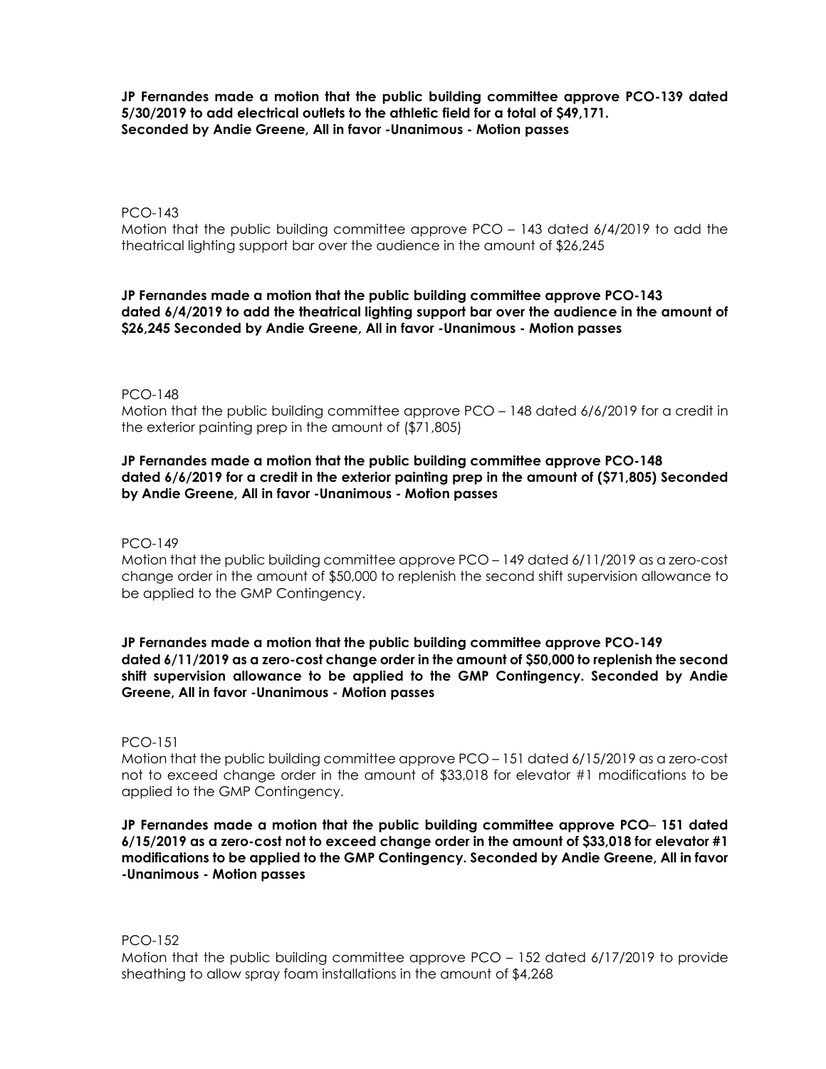**JP Fernandes made a motion that the public building committee approve PCO-139 dated 5/30/2019 to add electrical outlets to the athletic field for a total of $49,171. Seconded by Andie Greene, All in favor -Unanimous - Motion passes**

PCO-143

Motion that the public building committee approve PCO – 143 dated 6/4/2019 to add the theatrical lighting support bar over the audience in the amount of $26,245

**JP Fernandes made a motion that the public building committee approve PCO-143 dated 6/4/2019 to add the theatrical lighting support bar over the audience in the amount of $26,245 Seconded by Andie Greene, All in favor -Unanimous - Motion passes**

PCO-148

Motion that the public building committee approve PCO – 148 dated 6/6/2019 for a credit in the exterior painting prep in the amount of ($71,805)

**JP Fernandes made a motion that the public building committee approve PCO-148 dated 6/6/2019 for a credit in the exterior painting prep in the amount of ($71,805) Seconded by Andie Greene, All in favor -Unanimous - Motion passes**

PCO-149

Motion that the public building committee approve PCO – 149 dated 6/11/2019 as a zero-cost change order in the amount of $50,000 to replenish the second shift supervision allowance to be applied to the GMP Contingency.

**JP Fernandes made a motion that the public building committee approve PCO-149 dated 6/11/2019 as a zero-cost change order in the amount of $50,000 to replenish the second shift supervision allowance to be applied to the GMP Contingency. Seconded by Andie Greene, All in favor -Unanimous - Motion passes**

PCO-151

Motion that the public building committee approve PCO – 151 dated 6/15/2019 as a zero-cost not to exceed change order in the amount of $33,018 for elevator #1 modifications to be applied to the GMP Contingency.

**JP Fernandes made a motion that the public building committee approve PCO– 151 dated 6/15/2019 as a zero-cost not to exceed change order in the amount of $33,018 for elevator #1 modifications to be applied to the GMP Contingency. Seconded by Andie Greene, All in favor -Unanimous - Motion passes**

PCO-152

Motion that the public building committee approve PCO – 152 dated 6/17/2019 to provide sheathing to allow spray foam installations in the amount of $4,268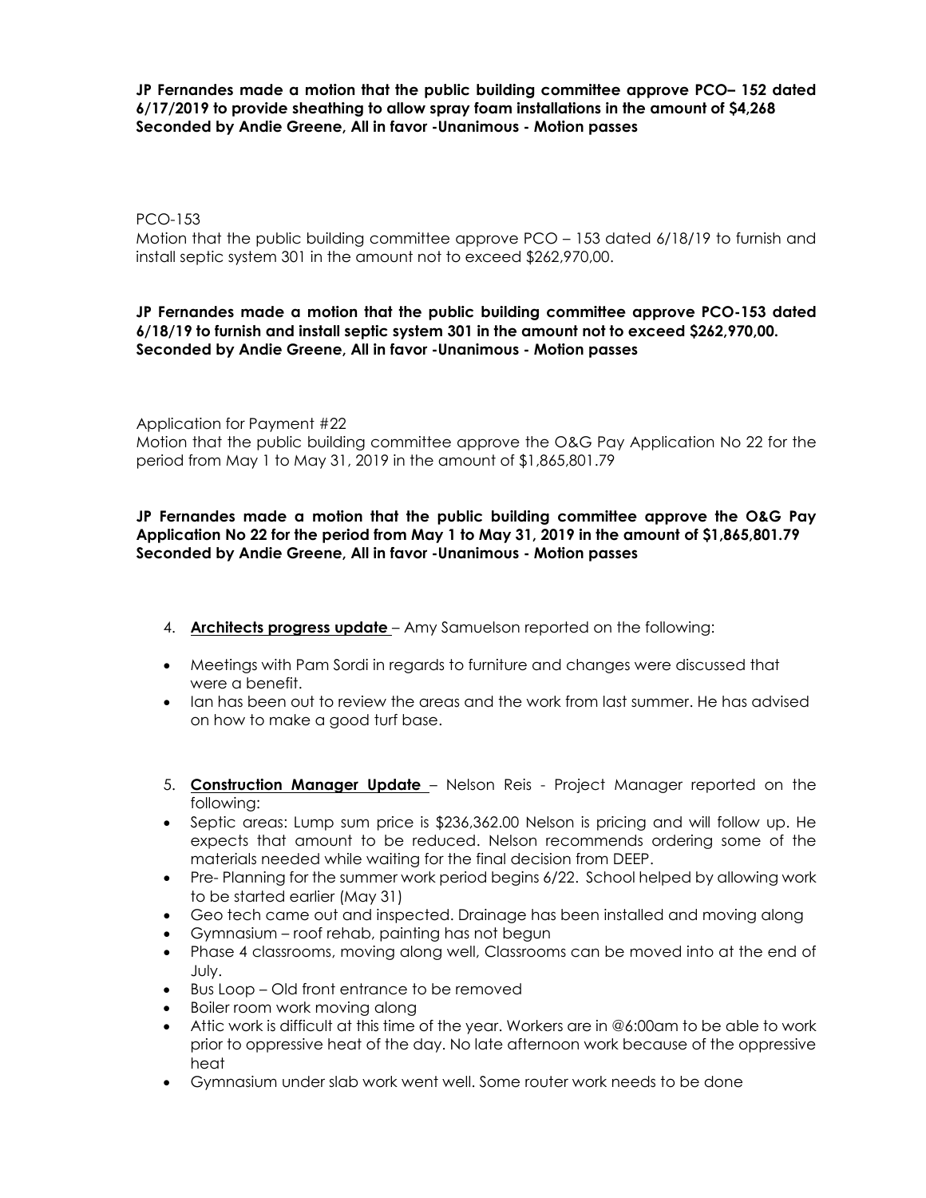**JP Fernandes made a motion that the public building committee approve PCO– 152 dated 6/17/2019 to provide sheathing to allow spray foam installations in the amount of $4,268 Seconded by Andie Greene, All in favor -Unanimous - Motion passes**

PCO-153

Motion that the public building committee approve PCO – 153 dated 6/18/19 to furnish and install septic system 301 in the amount not to exceed $262,970,00.

**JP Fernandes made a motion that the public building committee approve PCO-153 dated 6/18/19 to furnish and install septic system 301 in the amount not to exceed $262,970,00. Seconded by Andie Greene, All in favor -Unanimous - Motion passes**

Application for Payment #22

Motion that the public building committee approve the O&G Pay Application No 22 for the period from May 1 to May 31, 2019 in the amount of $1,865,801.79

**JP Fernandes made a motion that the public building committee approve the O&G Pay Application No 22 for the period from May 1 to May 31, 2019 in the amount of $1,865,801.79 Seconded by Andie Greene, All in favor -Unanimous - Motion passes**

4. **Architects progress update** – Amy Samuelson reported on the following:

- Meetings with Pam Sordi in regards to furniture and changes were discussed that were a benefit.
- Ian has been out to review the areas and the work from last summer. He has advised on how to make a good turf base.

5. **Construction Manager Update** – Nelson Reis - Project Manager reported on the following:

- Septic areas: Lump sum price is $236,362.00 Nelson is pricing and will follow up. He expects that amount to be reduced. Nelson recommends ordering some of the materials needed while waiting for the final decision from DEEP.
- Pre- Planning for the summer work period begins 6/22. School helped by allowing work to be started earlier (May 31)
- Geo tech came out and inspected. Drainage has been installed and moving along
- Gymnasium – roof rehab, painting has not begun
- Phase 4 classrooms, moving along well, Classrooms can be moved into at the end of July.
- Bus Loop – Old front entrance to be removed
- Boiler room work moving along
- Attic work is difficult at this time of the year. Workers are in @6:00am to be able to work prior to oppressive heat of the day. No late afternoon work because of the oppressive heat
- Gymnasium under slab work went well. Some router work needs to be done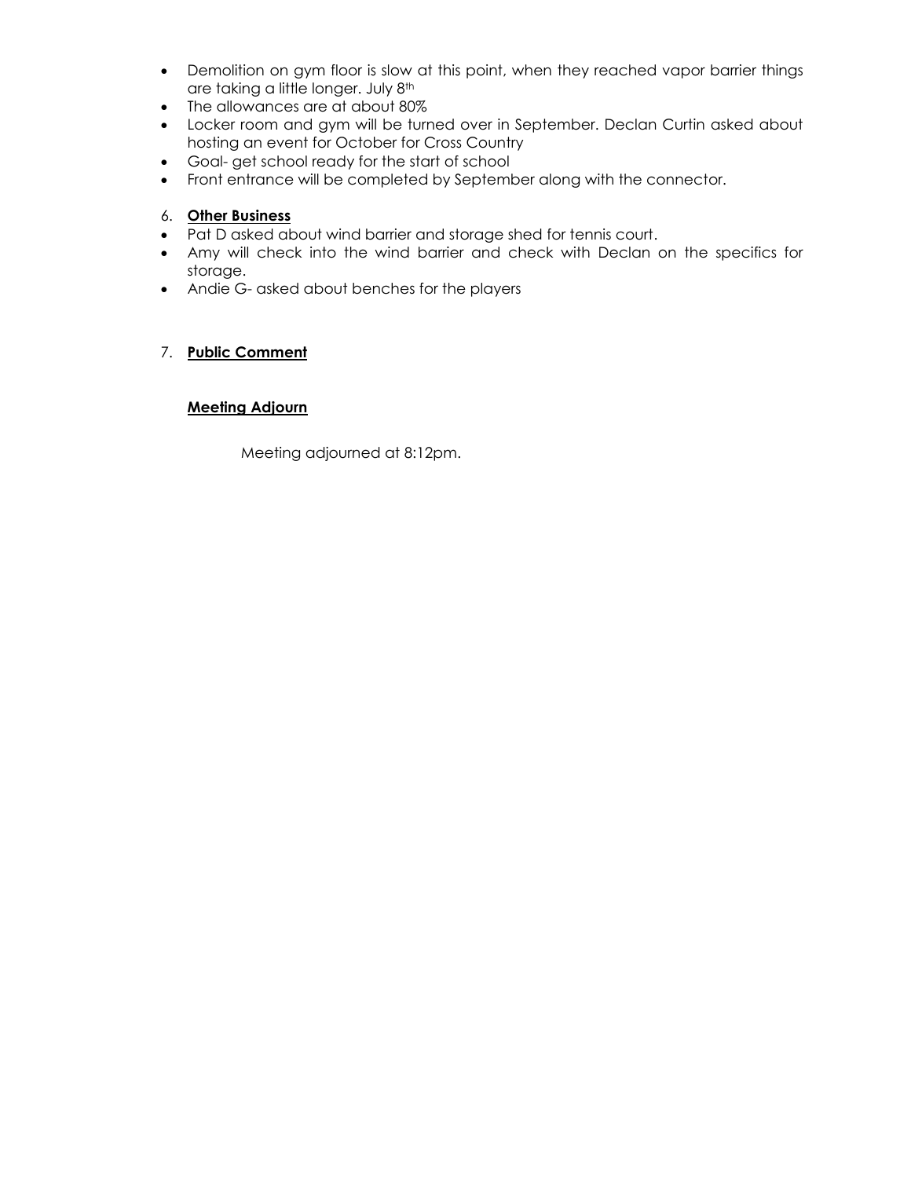- Demolition on gym floor is slow at this point, when they reached vapor barrier things are taking a little longer. July 8th
- The allowances are at about 80%
- Locker room and gym will be turned over in September. Declan Curtin asked about hosting an event for October for Cross Country
- Goal- get school ready for the start of school
- Front entrance will be completed by September along with the connector.

6. **Other Business**

- Pat D asked about wind barrier and storage shed for tennis court.
- Amy will check into the wind barrier and check with Declan on the specifics for storage.
- Andie G- asked about benches for the players

7. **Public Comment**

**Meeting Adjourn**

Meeting adjourned at 8:12pm.